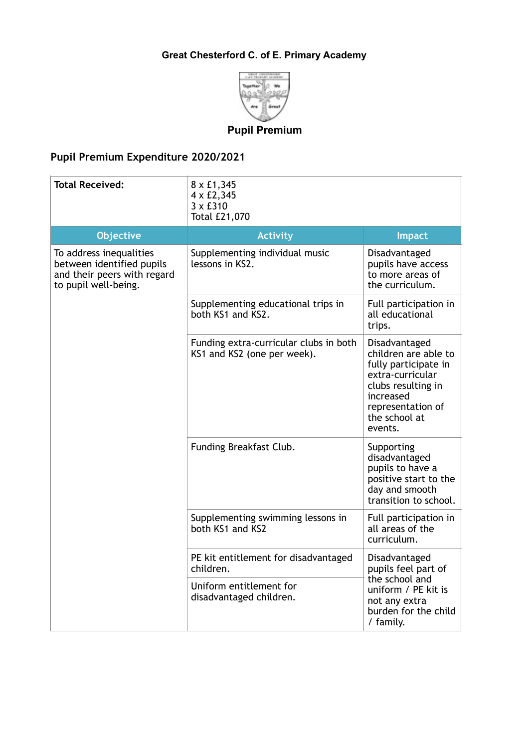# Great Chesterford C. of E. Primary Academy

## Pupil Premium

### Pupil Premium Expenditure 2020/2021

| **Total Received:** | 8 x £1,345<br>4 x £2,345<br>3 x £310<br>Total £21,070 | |
|---|---|---|
| **Objective** | **Activity** | **Impact** |
| To address inequalities between identified pupils and their peers with regard to pupil well-being. | Supplementing individual music lessons in KS2. | Disadvantaged pupils have access to more areas of the curriculum. |
| | Supplementing educational trips in both KS1 and KS2. | Full participation in all educational trips. |
| | Funding extra-curricular clubs in both KS1 and KS2 (one per week). | Disadvantaged children are able to fully participate in extra-curricular clubs resulting in increased representation of the school at events. |
| | Funding Breakfast Club. | Supporting disadvantaged pupils to have a positive start to the day and smooth transition to school. |
| | Supplementing swimming lessons in both KS1 and KS2 | Full participation in all areas of the curriculum. |
| | PE kit entitlement for disadvantaged children. | Disadvantaged pupils feel part of the school and uniform / PE kit is not any extra burden for the child / family. |
| | Uniform entitlement for disadvantaged children. | |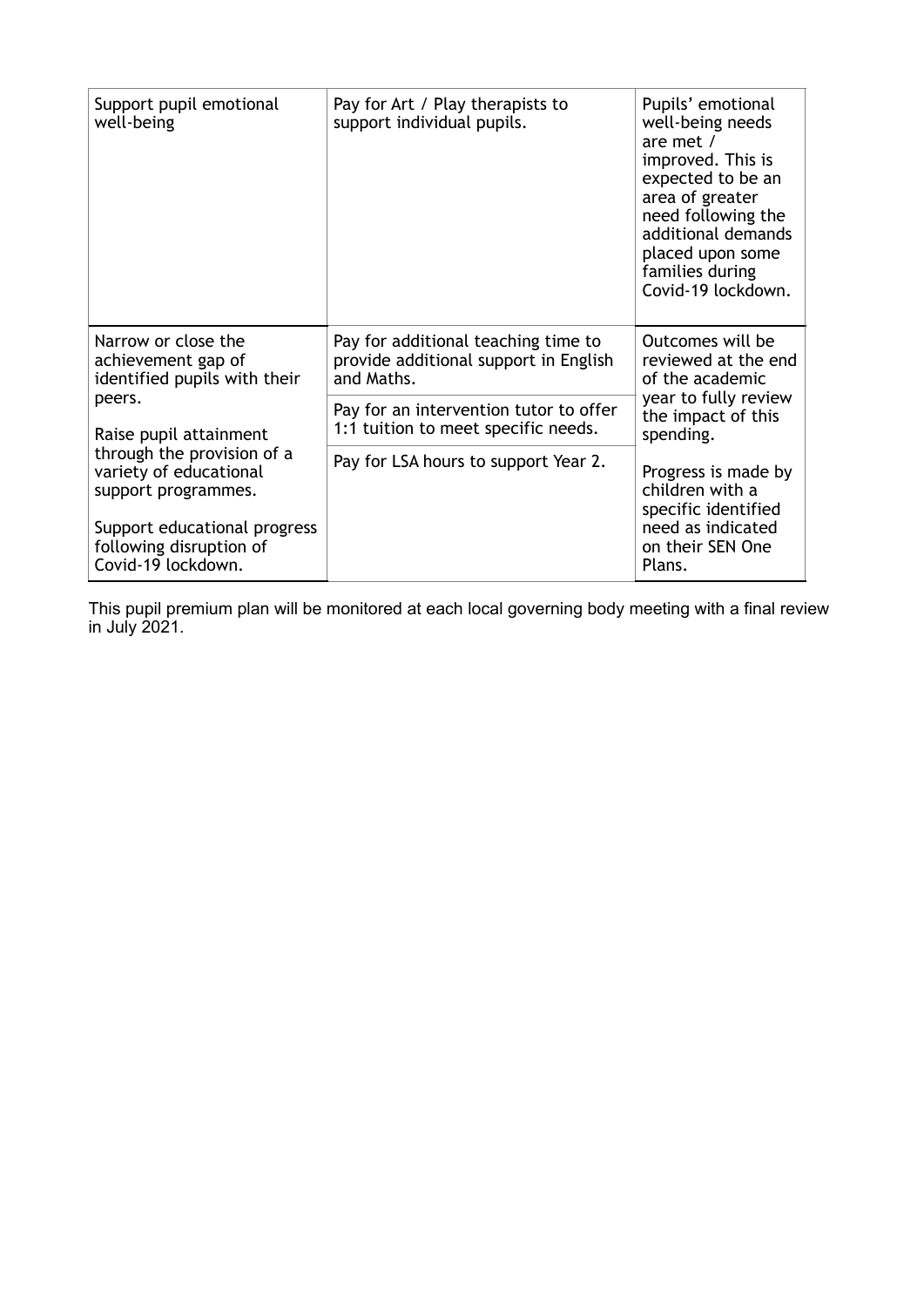| | | |
|---|---|---|
| Support pupil emotional well-being | Pay for Art / Play therapists to support individual pupils. | Pupils' emotional well-being needs are met / improved. This is expected to be an area of greater need following the additional demands placed upon some families during Covid-19 lockdown. |
| Narrow or close the achievement gap of identified pupils with their peers.<br><br>Raise pupil attainment through the provision of a variety of educational support programmes.<br><br>Support educational progress following disruption of Covid-19 lockdown. | Pay for additional teaching time to provide additional support in English and Maths. | Outcomes will be reviewed at the end of the academic year to fully review the impact of this spending.<br><br>Progress is made by children with a specific identified need as indicated on their SEN One Plans. |
| | Pay for an intervention tutor to offer 1:1 tuition to meet specific needs. | |
| | Pay for LSA hours to support Year 2. | |

This pupil premium plan will be monitored at each local governing body meeting with a final review in July 2021.